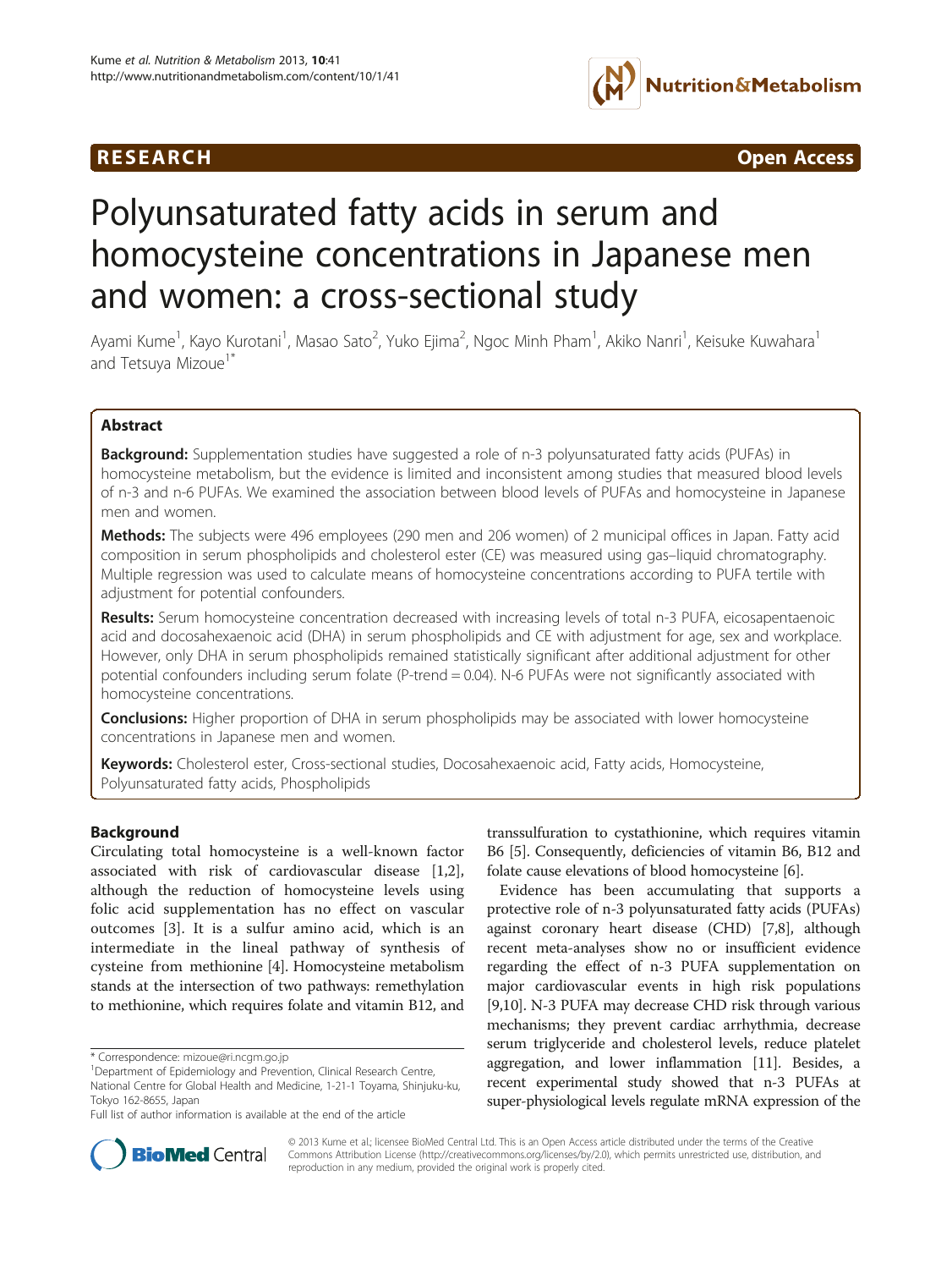RESEARCH Open Access

# Polyunsaturated fatty acids in serum and homocysteine concentrations in Japanese men and women: a cross-sectional study

Ayami Kume[1], Kayo Kurotani[1], Masao Sato[2], Yuko Ejima[2], Ngoc Minh Pham[1], Akiko Nanri[1], Keisuke Kuwahara[1] and Tetsuya Mizoue[1*]

## Abstract

**Background:** Supplementation studies have suggested a role of n-3 polyunsaturated fatty acids (PUFAs) in homocysteine metabolism, but the evidence is limited and inconsistent among studies that measured blood levels of n-3 and n-6 PUFAs. We examined the association between blood levels of PUFAs and homocysteine in Japanese men and women.

**Methods:** The subjects were 496 employees (290 men and 206 women) of 2 municipal offices in Japan. Fatty acid composition in serum phospholipids and cholesterol ester (CE) was measured using gas–liquid chromatography. Multiple regression was used to calculate means of homocysteine concentrations according to PUFA tertile with adjustment for potential confounders.

**Results:** Serum homocysteine concentration decreased with increasing levels of total n-3 PUFA, eicosapentaenoic acid and docosahexaenoic acid (DHA) in serum phospholipids and CE with adjustment for age, sex and workplace. However, only DHA in serum phospholipids remained statistically significant after additional adjustment for other potential confounders including serum folate (P-trend = 0.04). N-6 PUFAs were not significantly associated with homocysteine concentrations.

**Conclusions:** Higher proportion of DHA in serum phospholipids may be associated with lower homocysteine concentrations in Japanese men and women.

**Keywords:** Cholesterol ester, Cross-sectional studies, Docosahexaenoic acid, Fatty acids, Homocysteine, Polyunsaturated fatty acids, Phospholipids

## Background

Circulating total homocysteine is a well-known factor associated with risk of cardiovascular disease [1,2], although the reduction of homocysteine levels using folic acid supplementation has no effect on vascular outcomes [3]. It is a sulfur amino acid, which is an intermediate in the lineal pathway of synthesis of cysteine from methionine [4]. Homocysteine metabolism stands at the intersection of two pathways: remethylation to methionine, which requires folate and vitamin B12, and transsulfuration to cystathionine, which requires vitamin B6 [5]. Consequently, deficiencies of vitamin B6, B12 and folate cause elevations of blood homocysteine [6].

Evidence has been accumulating that supports a protective role of n-3 polyunsaturated fatty acids (PUFAs) against coronary heart disease (CHD) [7,8], although recent meta-analyses show no or insufficient evidence regarding the effect of n-3 PUFA supplementation on major cardiovascular events in high risk populations [9,10]. N-3 PUFA may decrease CHD risk through various mechanisms; they prevent cardiac arrhythmia, decrease serum triglyceride and cholesterol levels, reduce platelet aggregation, and lower inflammation [11]. Besides, a recent experimental study showed that n-3 PUFAs at super-physiological levels regulate mRNA expression of the

\* Correspondence: mizoue@ri.ncgm.go.jp

[1]Department of Epidemiology and Prevention, Clinical Research Centre, National Centre for Global Health and Medicine, 1-21-1 Toyama, Shinjuku-ku, Tokyo 162-8655, Japan

Full list of author information is available at the end of the article

© 2013 Kume et al.; licensee BioMed Central Ltd. This is an Open Access article distributed under the terms of the Creative Commons Attribution License (http://creativecommons.org/licenses/by/2.0), which permits unrestricted use, distribution, and reproduction in any medium, provided the original work is properly cited.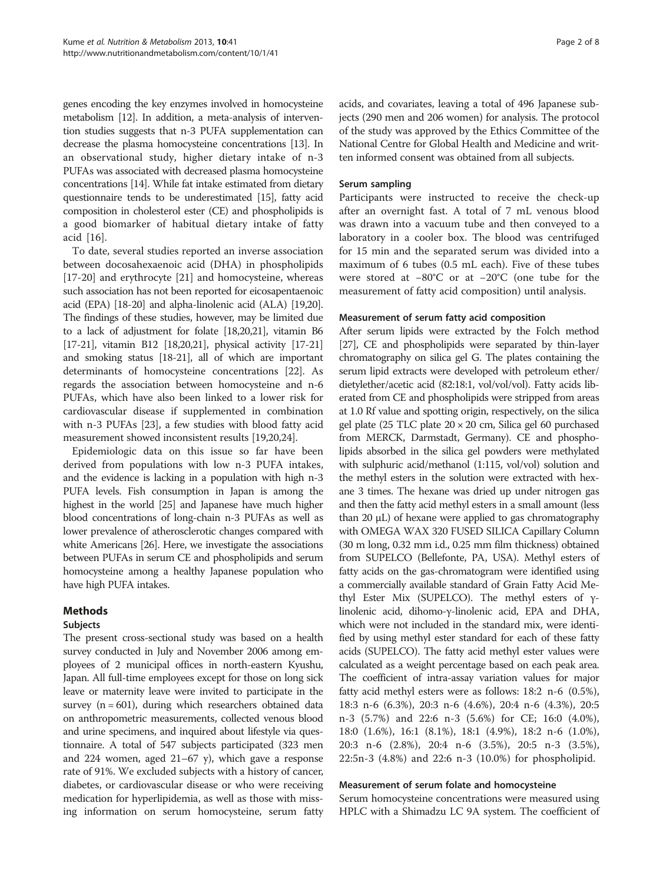genes encoding the key enzymes involved in homocysteine metabolism [12]. In addition, a meta-analysis of intervention studies suggests that n-3 PUFA supplementation can decrease the plasma homocysteine concentrations [13]. In an observational study, higher dietary intake of n-3 PUFAs was associated with decreased plasma homocysteine concentrations [14]. While fat intake estimated from dietary questionnaire tends to be underestimated [15], fatty acid composition in cholesterol ester (CE) and phospholipids is a good biomarker of habitual dietary intake of fatty acid [16].

To date, several studies reported an inverse association between docosahexaenoic acid (DHA) in phospholipids [17-20] and erythrocyte [21] and homocysteine, whereas such association has not been reported for eicosapentaenoic acid (EPA) [18-20] and alpha-linolenic acid (ALA) [19,20]. The findings of these studies, however, may be limited due to a lack of adjustment for folate [18,20,21], vitamin B6 [17-21], vitamin B12 [18,20,21], physical activity [17-21] and smoking status [18-21], all of which are important determinants of homocysteine concentrations [22]. As regards the association between homocysteine and n-6 PUFAs, which have also been linked to a lower risk for cardiovascular disease if supplemented in combination with n-3 PUFAs [23], a few studies with blood fatty acid measurement showed inconsistent results [19,20,24].

Epidemiologic data on this issue so far have been derived from populations with low n-3 PUFA intakes, and the evidence is lacking in a population with high n-3 PUFA levels. Fish consumption in Japan is among the highest in the world [25] and Japanese have much higher blood concentrations of long-chain n-3 PUFAs as well as lower prevalence of atherosclerotic changes compared with white Americans [26]. Here, we investigate the associations between PUFAs in serum CE and phospholipids and serum homocysteine among a healthy Japanese population who have high PUFA intakes.

## Methods

### Subjects

The present cross-sectional study was based on a health survey conducted in July and November 2006 among employees of 2 municipal offices in north-eastern Kyushu, Japan. All full-time employees except for those on long sick leave or maternity leave were invited to participate in the survey (n = 601), during which researchers obtained data on anthropometric measurements, collected venous blood and urine specimens, and inquired about lifestyle via questionnaire. A total of 547 subjects participated (323 men and 224 women, aged 21–67 y), which gave a response rate of 91%. We excluded subjects with a history of cancer, diabetes, or cardiovascular disease or who were receiving medication for hyperlipidemia, as well as those with missing information on serum homocysteine, serum fatty acids, and covariates, leaving a total of 496 Japanese subjects (290 men and 206 women) for analysis. The protocol of the study was approved by the Ethics Committee of the National Centre for Global Health and Medicine and written informed consent was obtained from all subjects.

### Serum sampling

Participants were instructed to receive the check-up after an overnight fast. A total of 7 mL venous blood was drawn into a vacuum tube and then conveyed to a laboratory in a cooler box. The blood was centrifuged for 15 min and the separated serum was divided into a maximum of 6 tubes (0.5 mL each). Five of these tubes were stored at −80°C or at −20°C (one tube for the measurement of fatty acid composition) until analysis.

### Measurement of serum fatty acid composition

After serum lipids were extracted by the Folch method [27], CE and phospholipids were separated by thin-layer chromatography on silica gel G. The plates containing the serum lipid extracts were developed with petroleum ether/dietylether/acetic acid (82:18:1, vol/vol/vol). Fatty acids liberated from CE and phospholipids were stripped from areas at 1.0 Rf value and spotting origin, respectively, on the silica gel plate (25 TLC plate 20 × 20 cm, Silica gel 60 purchased from MERCK, Darmstadt, Germany). CE and phospholipids absorbed in the silica gel powders were methylated with sulphuric acid/methanol (1:115, vol/vol) solution and the methyl esters in the solution were extracted with hexane 3 times. The hexane was dried up under nitrogen gas and then the fatty acid methyl esters in a small amount (less than 20 μL) of hexane were applied to gas chromatography with OMEGA WAX 320 FUSED SILICA Capillary Column (30 m long, 0.32 mm i.d., 0.25 mm film thickness) obtained from SUPELCO (Bellefonte, PA, USA). Methyl esters of fatty acids on the gas-chromatogram were identified using a commercially available standard of Grain Fatty Acid Methyl Ester Mix (SUPELCO). The methyl esters of γ-linolenic acid, dihomo-γ-linolenic acid, EPA and DHA, which were not included in the standard mix, were identified by using methyl ester standard for each of these fatty acids (SUPELCO). The fatty acid methyl ester values were calculated as a weight percentage based on each peak area. The coefficient of intra-assay variation values for major fatty acid methyl esters were as follows: 18:2 n-6 (0.5%), 18:3 n-6 (6.3%), 20:3 n-6 (4.6%), 20:4 n-6 (4.3%), 20:5 n-3 (5.7%) and 22:6 n-3 (5.6%) for CE; 16:0 (4.0%), 18:0 (1.6%), 16:1 (8.1%), 18:1 (4.9%), 18:2 n-6 (1.0%), 20:3 n-6 (2.8%), 20:4 n-6 (3.5%), 20:5 n-3 (3.5%), 22:5n-3 (4.8%) and 22:6 n-3 (10.0%) for phospholipid.

### Measurement of serum folate and homocysteine

Serum homocysteine concentrations were measured using HPLC with a Shimadzu LC 9A system. The coefficient of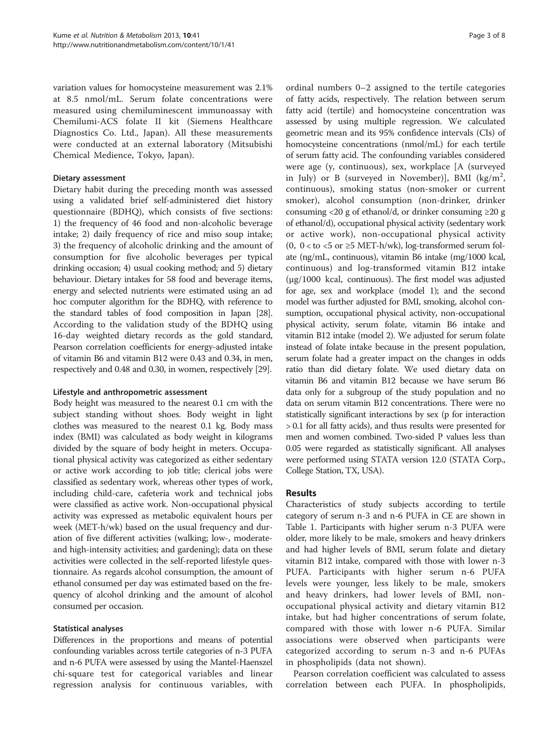variation values for homocysteine measurement was 2.1% at 8.5 nmol/mL. Serum folate concentrations were measured using chemiluminescent immunoassay with Chemilumi-ACS folate II kit (Siemens Healthcare Diagnostics Co. Ltd., Japan). All these measurements were conducted at an external laboratory (Mitsubishi Chemical Medience, Tokyo, Japan).

### Dietary assessment

Dietary habit during the preceding month was assessed using a validated brief self-administered diet history questionnaire (BDHQ), which consists of five sections: 1) the frequency of 46 food and non-alcoholic beverage intake; 2) daily frequency of rice and miso soup intake; 3) the frequency of alcoholic drinking and the amount of consumption for five alcoholic beverages per typical drinking occasion; 4) usual cooking method; and 5) dietary behaviour. Dietary intakes for 58 food and beverage items, energy and selected nutrients were estimated using an ad hoc computer algorithm for the BDHQ, with reference to the standard tables of food composition in Japan [28]. According to the validation study of the BDHQ using 16-day weighted dietary records as the gold standard, Pearson correlation coefficients for energy-adjusted intake of vitamin B6 and vitamin B12 were 0.43 and 0.34, in men, respectively and 0.48 and 0.30, in women, respectively [29].

### Lifestyle and anthropometric assessment

Body height was measured to the nearest 0.1 cm with the subject standing without shoes. Body weight in light clothes was measured to the nearest 0.1 kg. Body mass index (BMI) was calculated as body weight in kilograms divided by the square of body height in meters. Occupational physical activity was categorized as either sedentary or active work according to job title; clerical jobs were classified as sedentary work, whereas other types of work, including child-care, cafeteria work and technical jobs were classified as active work. Non-occupational physical activity was expressed as metabolic equivalent hours per week (MET-h/wk) based on the usual frequency and duration of five different activities (walking; low-, moderate- and high-intensity activities; and gardening); data on these activities were collected in the self-reported lifestyle questionnaire. As regards alcohol consumption, the amount of ethanol consumed per day was estimated based on the frequency of alcohol drinking and the amount of alcohol consumed per occasion.

### Statistical analyses

Differences in the proportions and means of potential confounding variables across tertile categories of n-3 PUFA and n-6 PUFA were assessed by using the Mantel-Haenszel chi-square test for categorical variables and linear regression analysis for continuous variables, with ordinal numbers 0–2 assigned to the tertile categories of fatty acids, respectively. The relation between serum fatty acid (tertile) and homocysteine concentration was assessed by using multiple regression. We calculated geometric mean and its 95% confidence intervals (CIs) of homocysteine concentrations (nmol/mL) for each tertile of serum fatty acid. The confounding variables considered were age (y, continuous), sex, workplace [A (surveyed in July) or B (surveyed in November)], BMI (kg/m$^2$, continuous), smoking status (non-smoker or current smoker), alcohol consumption (non-drinker, drinker consuming <20 g of ethanol/d, or drinker consuming ≥20 g of ethanol/d), occupational physical activity (sedentary work or active work), non-occupational physical activity (0, 0 < to <5 or ≥5 MET-h/wk), log-transformed serum folate (ng/mL, continuous), vitamin B6 intake (mg/1000 kcal, continuous) and log-transformed vitamin B12 intake (μg/1000 kcal, continuous). The first model was adjusted for age, sex and workplace (model 1); and the second model was further adjusted for BMI, smoking, alcohol consumption, occupational physical activity, non-occupational physical activity, serum folate, vitamin B6 intake and vitamin B12 intake (model 2). We adjusted for serum folate instead of folate intake because in the present population, serum folate had a greater impact on the changes in odds ratio than did dietary folate. We used dietary data on vitamin B6 and vitamin B12 because we have serum B6 data only for a subgroup of the study population and no data on serum vitamin B12 concentrations. There were no statistically significant interactions by sex (p for interaction > 0.1 for all fatty acids), and thus results were presented for men and women combined. Two-sided P values less than 0.05 were regarded as statistically significant. All analyses were performed using STATA version 12.0 (STATA Corp., College Station, TX, USA).

## Results

Characteristics of study subjects according to tertile category of serum n-3 and n-6 PUFA in CE are shown in Table 1. Participants with higher serum n-3 PUFA were older, more likely to be male, smokers and heavy drinkers and had higher levels of BMI, serum folate and dietary vitamin B12 intake, compared with those with lower n-3 PUFA. Participants with higher serum n-6 PUFA levels were younger, less likely to be male, smokers and heavy drinkers, had lower levels of BMI, non-occupational physical activity and dietary vitamin B12 intake, but had higher concentrations of serum folate, compared with those with lower n-6 PUFA. Similar associations were observed when participants were categorized according to serum n-3 and n-6 PUFAs in phospholipids (data not shown).

Pearson correlation coefficient was calculated to assess correlation between each PUFA. In phospholipids,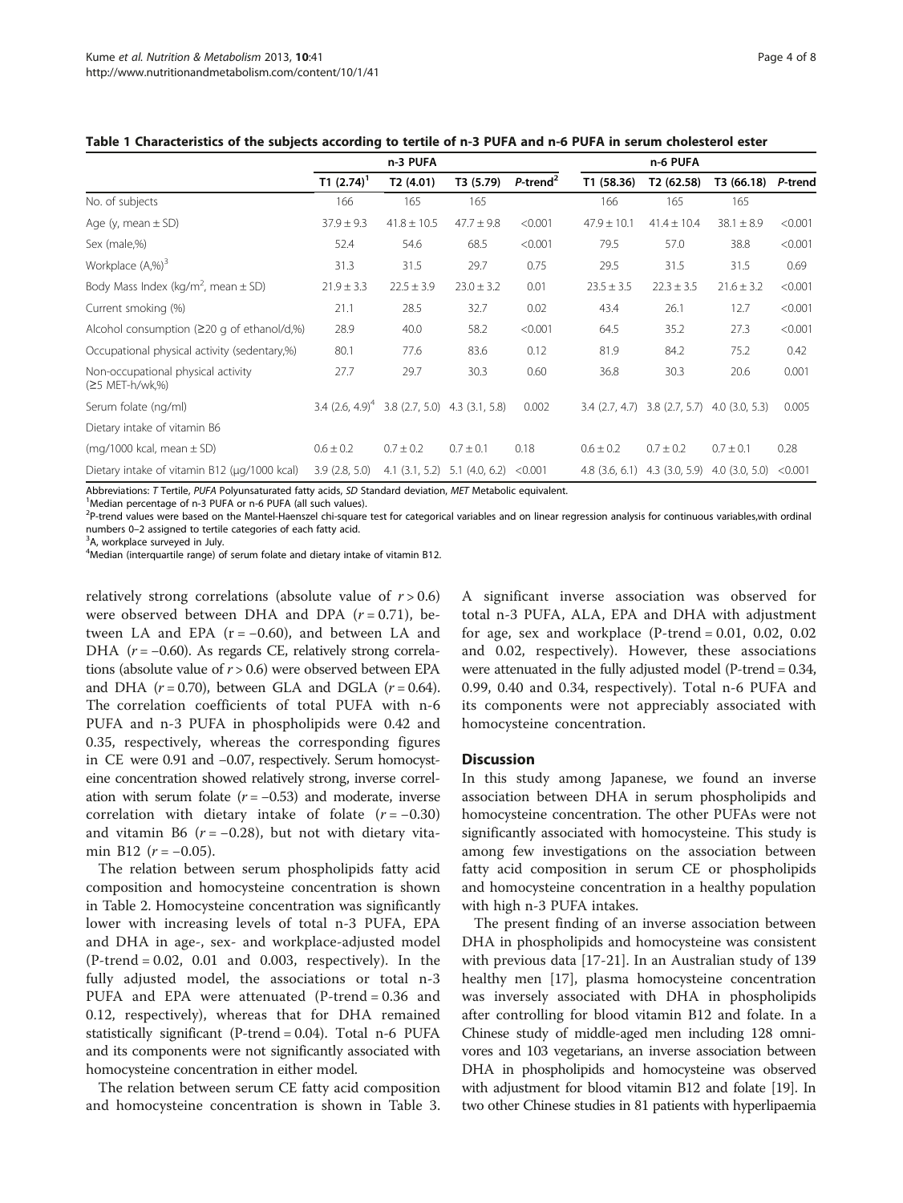**Table 1 Characteristics of the subjects according to tertile of n-3 PUFA and n-6 PUFA in serum cholesterol ester**

| | n-3 PUFA | | | | n-6 PUFA | | | |
|---|---|---|---|---|---|---|---|---|
| | T1 (2.74)[1] | T2 (4.01) | T3 (5.79) | *P*-trend[2] | T1 (58.36) | T2 (62.58) | T3 (66.18) | *P*-trend |
| No. of subjects | 166 | 165 | 165 | | 166 | 165 | 165 | |
| Age (y, mean ± SD) | 37.9 ± 9.3 | 41.8 ± 10.5 | 47.7 ± 9.8 | <0.001 | 47.9 ± 10.1 | 41.4 ± 10.4 | 38.1 ± 8.9 | <0.001 |
| Sex (male,%) | 52.4 | 54.6 | 68.5 | <0.001 | 79.5 | 57.0 | 38.8 | <0.001 |
| Workplace (A,%)[3] | 31.3 | 31.5 | 29.7 | 0.75 | 29.5 | 31.5 | 31.5 | 0.69 |
| Body Mass Index (kg/m$^2$, mean ± SD) | 21.9 ± 3.3 | 22.5 ± 3.9 | 23.0 ± 3.2 | 0.01 | 23.5 ± 3.5 | 22.3 ± 3.5 | 21.6 ± 3.2 | <0.001 |
| Current smoking (%) | 21.1 | 28.5 | 32.7 | 0.02 | 43.4 | 26.1 | 12.7 | <0.001 |
| Alcohol consumption (≥20 g of ethanol/d,%) | 28.9 | 40.0 | 58.2 | <0.001 | 64.5 | 35.2 | 27.3 | <0.001 |
| Occupational physical activity (sedentary,%) | 80.1 | 77.6 | 83.6 | 0.12 | 81.9 | 84.2 | 75.2 | 0.42 |
| Non-occupational physical activity (≥5 MET-h/wk,%) | 27.7 | 29.7 | 30.3 | 0.60 | 36.8 | 30.3 | 20.6 | 0.001 |
| Serum folate (ng/ml) | 3.4 (2.6, 4.9)[4] | 3.8 (2.7, 5.0) | 4.3 (3.1, 5.8) | 0.002 | 3.4 (2.7, 4.7) | 3.8 (2.7, 5.7) | 4.0 (3.0, 5.3) | 0.005 |
| Dietary intake of vitamin B6 | | | | | | | | |
| (mg/1000 kcal, mean ± SD) | 0.6 ± 0.2 | 0.7 ± 0.2 | 0.7 ± 0.1 | 0.18 | 0.6 ± 0.2 | 0.7 ± 0.2 | 0.7 ± 0.1 | 0.28 |
| Dietary intake of vitamin B12 (μg/1000 kcal) | 3.9 (2.8, 5.0) | 4.1 (3.1, 5.2) | 5.1 (4.0, 6.2) | <0.001 | 4.8 (3.6, 6.1) | 4.3 (3.0, 5.9) | 4.0 (3.0, 5.0) | <0.001 |

Abbreviations: *T* Tertile, *PUFA* Polyunsaturated fatty acids, *SD* Standard deviation, *MET* Metabolic equivalent.
[1]Median percentage of n-3 PUFA or n-6 PUFA (all such values).
[2]P-trend values were based on the Mantel-Haenszel chi-square test for categorical variables and on linear regression analysis for continuous variables,with ordinal numbers 0–2 assigned to tertile categories of each fatty acid.
[3]A, workplace surveyed in July.
[4]Median (interquartile range) of serum folate and dietary intake of vitamin B12.

relatively strong correlations (absolute value of $r > 0.6$) were observed between DHA and DPA ($r = 0.71$), between LA and EPA ($r = -0.60$), and between LA and DHA ($r = -0.60$). As regards CE, relatively strong correlations (absolute value of $r > 0.6$) were observed between EPA and DHA ($r = 0.70$), between GLA and DGLA ($r = 0.64$). The correlation coefficients of total PUFA with n-6 PUFA and n-3 PUFA in phospholipids were 0.42 and 0.35, respectively, whereas the corresponding figures in CE were 0.91 and −0.07, respectively. Serum homocysteine concentration showed relatively strong, inverse correlation with serum folate ($r = -0.53$) and moderate, inverse correlation with dietary intake of folate ($r = -0.30$) and vitamin B6 ($r = -0.28$), but not with dietary vitamin B12 ($r = -0.05$).

The relation between serum phospholipids fatty acid composition and homocysteine concentration is shown in Table 2. Homocysteine concentration was significantly lower with increasing levels of total n-3 PUFA, EPA and DHA in age-, sex- and workplace-adjusted model (P-trend = 0.02, 0.01 and 0.003, respectively). In the fully adjusted model, the associations or total n-3 PUFA and EPA were attenuated (P-trend = 0.36 and 0.12, respectively), whereas that for DHA remained statistically significant (P-trend = 0.04). Total n-6 PUFA and its components were not significantly associated with homocysteine concentration in either model.

The relation between serum CE fatty acid composition and homocysteine concentration is shown in Table 3. A significant inverse association was observed for total n-3 PUFA, ALA, EPA and DHA with adjustment for age, sex and workplace (P-trend = 0.01, 0.02, 0.02 and 0.02, respectively). However, these associations were attenuated in the fully adjusted model (P-trend = 0.34, 0.99, 0.40 and 0.34, respectively). Total n-6 PUFA and its components were not appreciably associated with homocysteine concentration.

## Discussion

In this study among Japanese, we found an inverse association between DHA in serum phospholipids and homocysteine concentration. The other PUFAs were not significantly associated with homocysteine. This study is among few investigations on the association between fatty acid composition in serum CE or phospholipids and homocysteine concentration in a healthy population with high n-3 PUFA intakes.

The present finding of an inverse association between DHA in phospholipids and homocysteine was consistent with previous data [17-21]. In an Australian study of 139 healthy men [17], plasma homocysteine concentration was inversely associated with DHA in phospholipids after controlling for blood vitamin B12 and folate. In a Chinese study of middle-aged men including 128 omnivores and 103 vegetarians, an inverse association between DHA in phospholipids and homocysteine was observed with adjustment for blood vitamin B12 and folate [19]. In two other Chinese studies in 81 patients with hyperlipaemia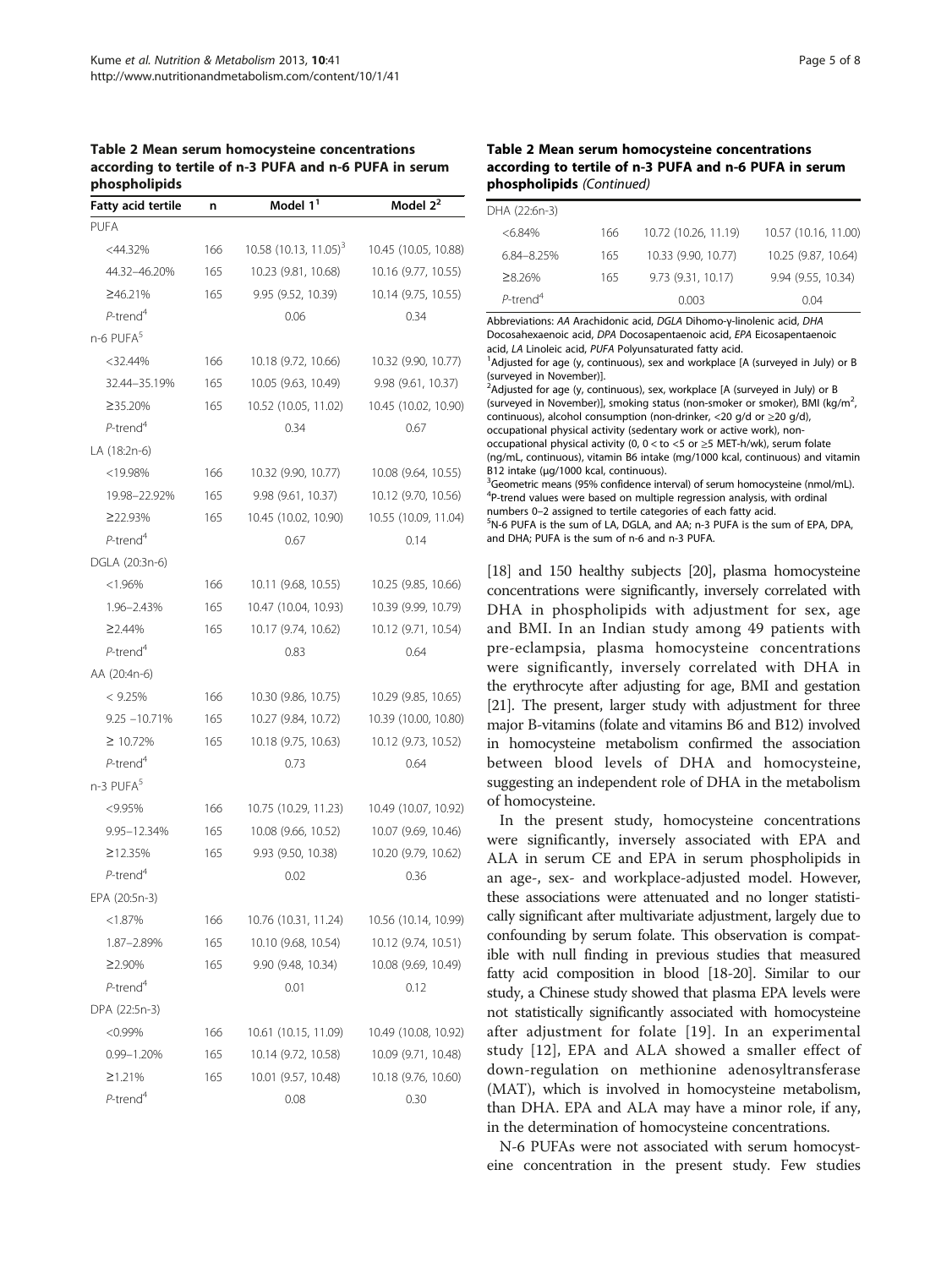**Table 2 Mean serum homocysteine concentrations according to tertile of n-3 PUFA and n-6 PUFA in serum phospholipids**

| Fatty acid tertile | n | Model 1[1] | Model 2[2] |
|---|---|---|---|
| PUFA | | | |
| <44.32% | 166 | 10.58 (10.13, 11.05)[3] | 10.45 (10.05, 10.88) |
| 44.32–46.20% | 165 | 10.23 (9.81, 10.68) | 10.16 (9.77, 10.55) |
| ≥46.21% | 165 | 9.95 (9.52, 10.39) | 10.14 (9.75, 10.55) |
| *P*-trend[4] | | 0.06 | 0.34 |
| n-6 PUFA[5] | | | |
| <32.44% | 166 | 10.18 (9.72, 10.66) | 10.32 (9.90, 10.77) |
| 32.44–35.19% | 165 | 10.05 (9.63, 10.49) | 9.98 (9.61, 10.37) |
| ≥35.20% | 165 | 10.52 (10.05, 11.02) | 10.45 (10.02, 10.90) |
| *P*-trend[4] | | 0.34 | 0.67 |
| LA (18:2n-6) | | | |
| <19.98% | 166 | 10.32 (9.90, 10.77) | 10.08 (9.64, 10.55) |
| 19.98–22.92% | 165 | 9.98 (9.61, 10.37) | 10.12 (9.70, 10.56) |
| ≥22.93% | 165 | 10.45 (10.02, 10.90) | 10.55 (10.09, 11.04) |
| *P*-trend[4] | | 0.67 | 0.14 |
| DGLA (20:3n-6) | | | |
| <1.96% | 166 | 10.11 (9.68, 10.55) | 10.25 (9.85, 10.66) |
| 1.96–2.43% | 165 | 10.47 (10.04, 10.93) | 10.39 (9.99, 10.79) |
| ≥2.44% | 165 | 10.17 (9.74, 10.62) | 10.12 (9.71, 10.54) |
| *P*-trend[4] | | 0.83 | 0.64 |
| AA (20:4n-6) | | | |
| < 9.25% | 166 | 10.30 (9.86, 10.75) | 10.29 (9.85, 10.65) |
| 9.25 –10.71% | 165 | 10.27 (9.84, 10.72) | 10.39 (10.00, 10.80) |
| ≥ 10.72% | 165 | 10.18 (9.75, 10.63) | 10.12 (9.73, 10.52) |
| *P*-trend[4] | | 0.73 | 0.64 |
| n-3 PUFA[5] | | | |
| <9.95% | 166 | 10.75 (10.29, 11.23) | 10.49 (10.07, 10.92) |
| 9.95–12.34% | 165 | 10.08 (9.66, 10.52) | 10.07 (9.69, 10.46) |
| ≥12.35% | 165 | 9.93 (9.50, 10.38) | 10.20 (9.79, 10.62) |
| *P*-trend[4] | | 0.02 | 0.36 |
| EPA (20:5n-3) | | | |
| <1.87% | 166 | 10.76 (10.31, 11.24) | 10.56 (10.14, 10.99) |
| 1.87–2.89% | 165 | 10.10 (9.68, 10.54) | 10.12 (9.74, 10.51) |
| ≥2.90% | 165 | 9.90 (9.48, 10.34) | 10.08 (9.69, 10.49) |
| *P*-trend[4] | | 0.01 | 0.12 |
| DPA (22:5n-3) | | | |
| <0.99% | 166 | 10.61 (10.15, 11.09) | 10.49 (10.08, 10.92) |
| 0.99–1.20% | 165 | 10.14 (9.72, 10.58) | 10.09 (9.71, 10.48) |
| ≥1.21% | 165 | 10.01 (9.57, 10.48) | 10.18 (9.76, 10.60) |
| *P*-trend[4] | | 0.08 | 0.30 |
| DHA (22:6n-3) | | | |
| <6.84% | 166 | 10.72 (10.26, 11.19) | 10.57 (10.16, 11.00) |
| 6.84–8.25% | 165 | 10.33 (9.90, 10.77) | 10.25 (9.87, 10.64) |
| ≥8.26% | 165 | 9.73 (9.31, 10.17) | 9.94 (9.55, 10.34) |
| *P*-trend[4] | | 0.003 | 0.04 |

Abbreviations: *AA* Arachidonic acid, *DGLA* Dihomo-γ-linolenic acid, *DHA* Docosahexaenoic acid, *DPA* Docosapentaenoic acid, *EPA* Eicosapentaenoic acid, *LA* Linoleic acid, *PUFA* Polyunsaturated fatty acid.
[1]Adjusted for age (y, continuous), sex and workplace [A (surveyed in July) or B (surveyed in November)].
[2]Adjusted for age (y, continuous), sex, workplace [A (surveyed in July) or B (surveyed in November)], smoking status (non-smoker or smoker), BMI (kg/m$^2$, continuous), alcohol consumption (non-drinker, <20 g/d or ≥20 g/d), occupational physical activity (sedentary work or active work), non-occupational physical activity (0, 0 < to <5 or ≥5 MET-h/wk), serum folate (ng/mL, continuous), vitamin B6 intake (mg/1000 kcal, continuous) and vitamin B12 intake (μg/1000 kcal, continuous).
[3]Geometric means (95% confidence interval) of serum homocysteine (nmol/mL).
[4]P-trend values were based on multiple regression analysis, with ordinal numbers 0–2 assigned to tertile categories of each fatty acid.
[5]N-6 PUFA is the sum of LA, DGLA, and AA; n-3 PUFA is the sum of EPA, DPA, and DHA; PUFA is the sum of n-6 and n-3 PUFA.

[18] and 150 healthy subjects [20], plasma homocysteine concentrations were significantly, inversely correlated with DHA in phospholipids with adjustment for sex, age and BMI. In an Indian study among 49 patients with pre-eclampsia, plasma homocysteine concentrations were significantly, inversely correlated with DHA in the erythrocyte after adjusting for age, BMI and gestation [21]. The present, larger study with adjustment for three major B-vitamins (folate and vitamins B6 and B12) involved in homocysteine metabolism confirmed the association between blood levels of DHA and homocysteine, suggesting an independent role of DHA in the metabolism of homocysteine.

In the present study, homocysteine concentrations were significantly, inversely associated with EPA and ALA in serum CE and EPA in serum phospholipids in an age-, sex- and workplace-adjusted model. However, these associations were attenuated and no longer statistically significant after multivariate adjustment, largely due to confounding by serum folate. This observation is compatible with null finding in previous studies that measured fatty acid composition in blood [18-20]. Similar to our study, a Chinese study showed that plasma EPA levels were not statistically significantly associated with homocysteine after adjustment for folate [19]. In an experimental study [12], EPA and ALA showed a smaller effect of down-regulation on methionine adenosyltransferase (MAT), which is involved in homocysteine metabolism, than DHA. EPA and ALA may have a minor role, if any, in the determination of homocysteine concentrations.

N-6 PUFAs were not associated with serum homocysteine concentration in the present study. Few studies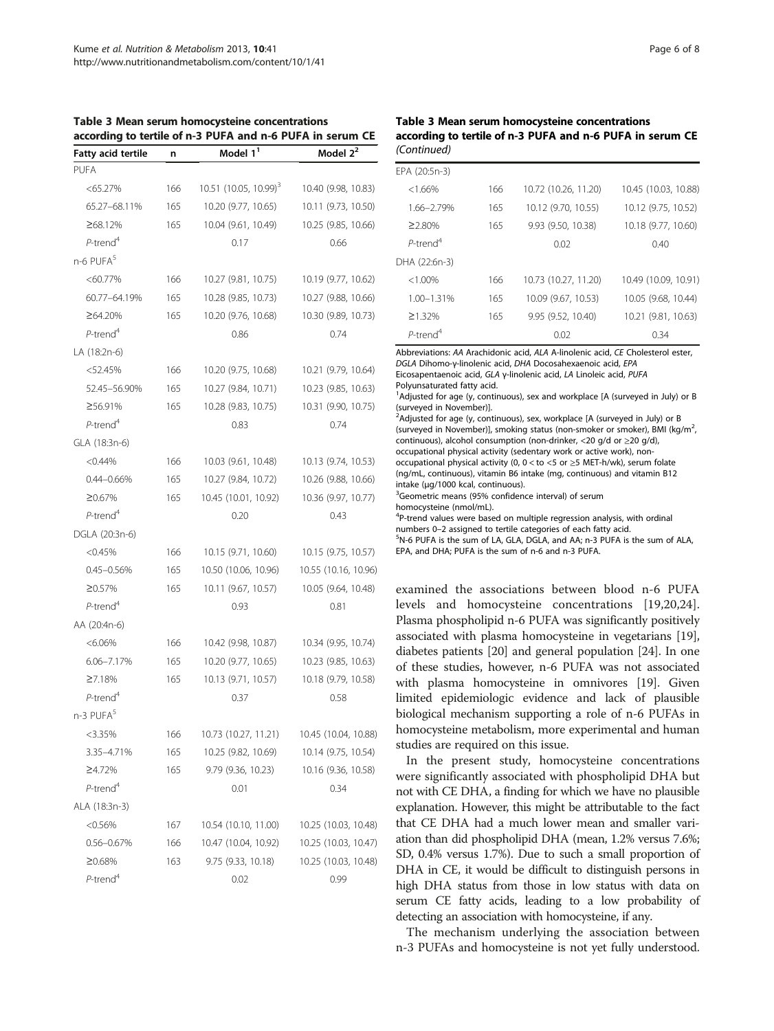**Table 3 Mean serum homocysteine concentrations according to tertile of n-3 PUFA and n-6 PUFA in serum CE**

| Fatty acid tertile | n | Model 1[1] | Model 2[2] |
|---|---|---|---|
| PUFA | | | |
| <65.27% | 166 | 10.51 (10.05, 10.99)[3] | 10.40 (9.98, 10.83) |
| 65.27–68.11% | 165 | 10.20 (9.77, 10.65) | 10.11 (9.73, 10.50) |
| ≥68.12% | 165 | 10.04 (9.61, 10.49) | 10.25 (9.85, 10.66) |
| *P*-trend[4] | | 0.17 | 0.66 |
| n-6 PUFA[5] | | | |
| <60.77% | 166 | 10.27 (9.81, 10.75) | 10.19 (9.77, 10.62) |
| 60.77–64.19% | 165 | 10.28 (9.85, 10.73) | 10.27 (9.88, 10.66) |
| ≥64.20% | 165 | 10.20 (9.76, 10.68) | 10.30 (9.89, 10.73) |
| *P*-trend[4] | | 0.86 | 0.74 |
| LA (18:2n-6) | | | |
| <52.45% | 166 | 10.20 (9.75, 10.68) | 10.21 (9.79, 10.64) |
| 52.45–56.90% | 165 | 10.27 (9.84, 10.71) | 10.23 (9.85, 10.63) |
| ≥56.91% | 165 | 10.28 (9.83, 10.75) | 10.31 (9.90, 10.75) |
| *P*-trend[4] | | 0.83 | 0.74 |
| GLA (18:3n-6) | | | |
| <0.44% | 166 | 10.03 (9.61, 10.48) | 10.13 (9.74, 10.53) |
| 0.44–0.66% | 165 | 10.27 (9.84, 10.72) | 10.26 (9.88, 10.66) |
| ≥0.67% | 165 | 10.45 (10.01, 10.92) | 10.36 (9.97, 10.77) |
| *P*-trend[4] | | 0.20 | 0.43 |
| DGLA (20:3n-6) | | | |
| <0.45% | 166 | 10.15 (9.71, 10.60) | 10.15 (9.75, 10.57) |
| 0.45–0.56% | 165 | 10.50 (10.06, 10.96) | 10.55 (10.16, 10.96) |
| ≥0.57% | 165 | 10.11 (9.67, 10.57) | 10.05 (9.64, 10.48) |
| *P*-trend[4] | | 0.93 | 0.81 |
| AA (20:4n-6) | | | |
| <6.06% | 166 | 10.42 (9.98, 10.87) | 10.34 (9.95, 10.74) |
| 6.06–7.17% | 165 | 10.20 (9.77, 10.65) | 10.23 (9.85, 10.63) |
| ≥7.18% | 165 | 10.13 (9.71, 10.57) | 10.18 (9.79, 10.58) |
| *P*-trend[4] | | 0.37 | 0.58 |
| n-3 PUFA[5] | | | |
| <3.35% | 166 | 10.73 (10.27, 11.21) | 10.45 (10.04, 10.88) |
| 3.35–4.71% | 165 | 10.25 (9.82, 10.69) | 10.14 (9.75, 10.54) |
| ≥4.72% | 165 | 9.79 (9.36, 10.23) | 10.16 (9.36, 10.58) |
| *P*-trend[4] | | 0.01 | 0.34 |
| ALA (18:3n-3) | | | |
| <0.56% | 167 | 10.54 (10.10, 11.00) | 10.25 (10.03, 10.48) |
| 0.56–0.67% | 166 | 10.47 (10.04, 10.92) | 10.25 (10.03, 10.47) |
| ≥0.68% | 163 | 9.75 (9.33, 10.18) | 10.25 (10.03, 10.48) |
| *P*-trend[4] | | 0.02 | 0.99 |
| EPA (20:5n-3) | | | |
| <1.66% | 166 | 10.72 (10.26, 11.20) | 10.45 (10.03, 10.88) |
| 1.66–2.79% | 165 | 10.12 (9.70, 10.55) | 10.12 (9.75, 10.52) |
| ≥2.80% | 165 | 9.93 (9.50, 10.38) | 10.18 (9.77, 10.60) |
| *P*-trend[4] | | 0.02 | 0.40 |
| DHA (22:6n-3) | | | |
| <1.00% | 166 | 10.73 (10.27, 11.20) | 10.49 (10.09, 10.91) |
| 1.00–1.31% | 165 | 10.09 (9.67, 10.53) | 10.05 (9.68, 10.44) |
| ≥1.32% | 165 | 9.95 (9.52, 10.40) | 10.21 (9.81, 10.63) |
| *P*-trend[4] | | 0.02 | 0.34 |

Abbreviations: *AA* Arachidonic acid, *ALA* A-linolenic acid, *CE* Cholesterol ester, *DGLA* Dihomo-γ-linolenic acid, *DHA* Docosahexaenoic acid, *EPA* Eicosapentaenoic acid, *GLA* γ-linolenic acid, *LA* Linoleic acid, *PUFA* Polyunsaturated fatty acid.

[1]Adjusted for age (y, continuous), sex and workplace [A (surveyed in July) or B (surveyed in November)].

[2]Adjusted for age (y, continuous), sex, workplace [A (surveyed in July) or B (surveyed in November)], smoking status (non-smoker or smoker), BMI (kg/m$^2$, continuous), alcohol consumption (non-drinker, <20 g/d or ≥20 g/d), occupational physical activity (sedentary work or active work), non-occupational physical activity (0, 0 < to <5 or ≥5 MET-h/wk), serum folate (ng/mL, continuous), vitamin B6 intake (mg, continuous) and vitamin B12 intake (μg/1000 kcal, continuous).

[3]Geometric means (95% confidence interval) of serum homocysteine (nmol/mL).

[4]P-trend values were based on multiple regression analysis, with ordinal numbers 0–2 assigned to tertile categories of each fatty acid.

[5]N-6 PUFA is the sum of LA, GLA, DGLA, and AA; n-3 PUFA is the sum of ALA, EPA, and DHA; PUFA is the sum of n-6 and n-3 PUFA.

examined the associations between blood n-6 PUFA levels and homocysteine concentrations [19,20,24]. Plasma phospholipid n-6 PUFA was significantly positively associated with plasma homocysteine in vegetarians [19], diabetes patients [20] and general population [24]. In one of these studies, however, n-6 PUFA was not associated with plasma homocysteine in omnivores [19]. Given limited epidemiologic evidence and lack of plausible biological mechanism supporting a role of n-6 PUFAs in homocysteine metabolism, more experimental and human studies are required on this issue.

In the present study, homocysteine concentrations were significantly associated with phospholipid DHA but not with CE DHA, a finding for which we have no plausible explanation. However, this might be attributable to the fact that CE DHA had a much lower mean and smaller variation than did phospholipid DHA (mean, 1.2% versus 7.6%; SD, 0.4% versus 1.7%). Due to such a small proportion of DHA in CE, it would be difficult to distinguish persons in high DHA status from those in low status with data on serum CE fatty acids, leading to a low probability of detecting an association with homocysteine, if any.

The mechanism underlying the association between n-3 PUFAs and homocysteine is not yet fully understood.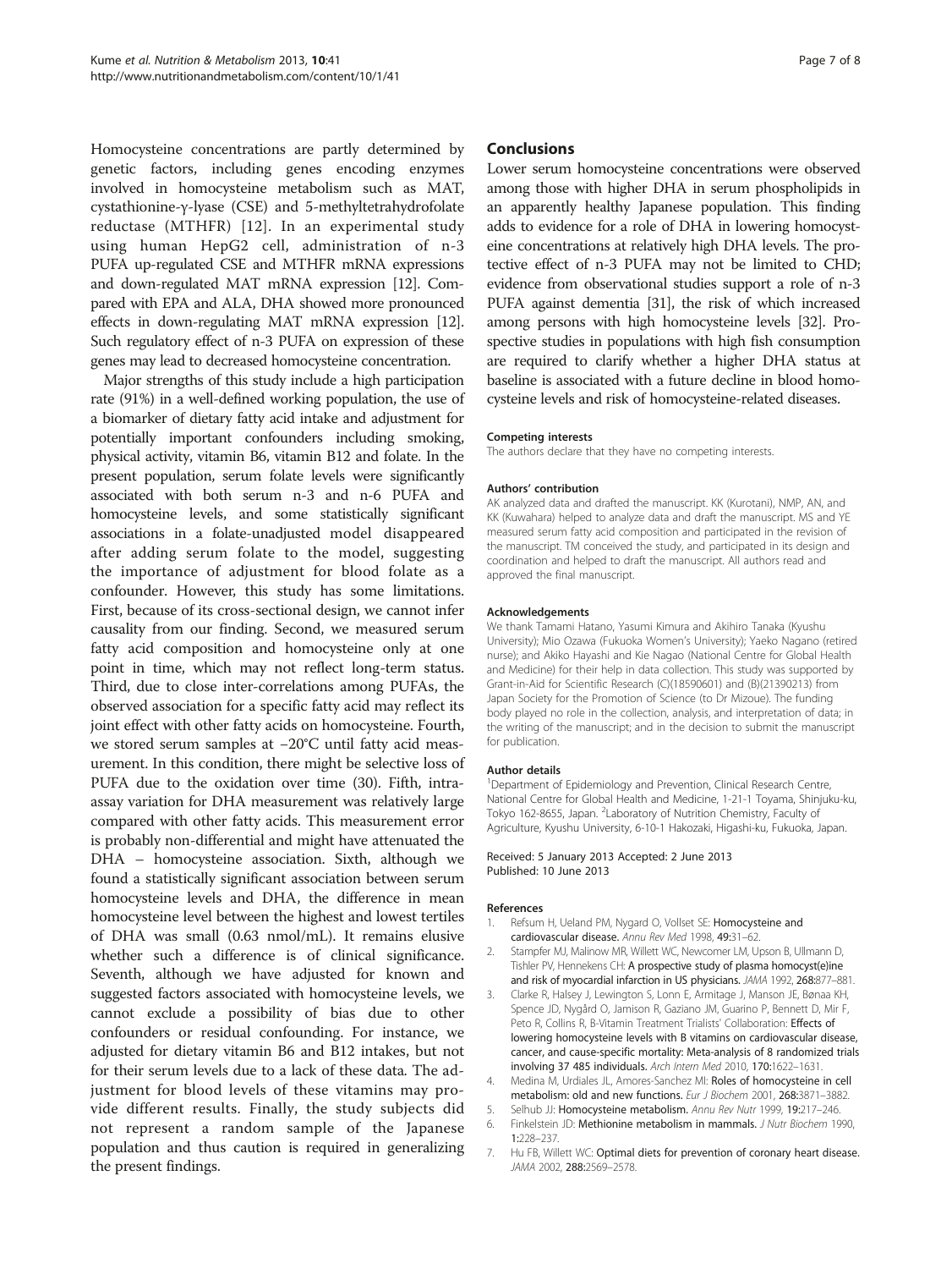Homocysteine concentrations are partly determined by genetic factors, including genes encoding enzymes involved in homocysteine metabolism such as MAT, cystathionine-γ-lyase (CSE) and 5-methyltetrahydrofolate reductase (MTHFR) [12]. In an experimental study using human HepG2 cell, administration of n-3 PUFA up-regulated CSE and MTHFR mRNA expressions and down-regulated MAT mRNA expression [12]. Compared with EPA and ALA, DHA showed more pronounced effects in down-regulating MAT mRNA expression [12]. Such regulatory effect of n-3 PUFA on expression of these genes may lead to decreased homocysteine concentration.

Major strengths of this study include a high participation rate (91%) in a well-defined working population, the use of a biomarker of dietary fatty acid intake and adjustment for potentially important confounders including smoking, physical activity, vitamin B6, vitamin B12 and folate. In the present population, serum folate levels were significantly associated with both serum n-3 and n-6 PUFA and homocysteine levels, and some statistically significant associations in a folate-unadjusted model disappeared after adding serum folate to the model, suggesting the importance of adjustment for blood folate as a confounder. However, this study has some limitations. First, because of its cross-sectional design, we cannot infer causality from our finding. Second, we measured serum fatty acid composition and homocysteine only at one point in time, which may not reflect long-term status. Third, due to close inter-correlations among PUFAs, the observed association for a specific fatty acid may reflect its joint effect with other fatty acids on homocysteine. Fourth, we stored serum samples at −20°C until fatty acid measurement. In this condition, there might be selective loss of PUFA due to the oxidation over time (30). Fifth, intra-assay variation for DHA measurement was relatively large compared with other fatty acids. This measurement error is probably non-differential and might have attenuated the DHA – homocysteine association. Sixth, although we found a statistically significant association between serum homocysteine levels and DHA, the difference in mean homocysteine level between the highest and lowest tertiles of DHA was small (0.63 nmol/mL). It remains elusive whether such a difference is of clinical significance. Seventh, although we have adjusted for known and suggested factors associated with homocysteine levels, we cannot exclude a possibility of bias due to other confounders or residual confounding. For instance, we adjusted for dietary vitamin B6 and B12 intakes, but not for their serum levels due to a lack of these data. The adjustment for blood levels of these vitamins may provide different results. Finally, the study subjects did not represent a random sample of the Japanese population and thus caution is required in generalizing the present findings.

## Conclusions

Lower serum homocysteine concentrations were observed among those with higher DHA in serum phospholipids in an apparently healthy Japanese population. This finding adds to evidence for a role of DHA in lowering homocysteine concentrations at relatively high DHA levels. The protective effect of n-3 PUFA may not be limited to CHD; evidence from observational studies support a role of n-3 PUFA against dementia [31], the risk of which increased among persons with high homocysteine levels [32]. Prospective studies in populations with high fish consumption are required to clarify whether a higher DHA status at baseline is associated with a future decline in blood homocysteine levels and risk of homocysteine-related diseases.

#### Competing interests

The authors declare that they have no competing interests.

#### Authors' contribution

AK analyzed data and drafted the manuscript. KK (Kurotani), NMP, AN, and KK (Kuwahara) helped to analyze data and draft the manuscript. MS and YE measured serum fatty acid composition and participated in the revision of the manuscript. TM conceived the study, and participated in its design and coordination and helped to draft the manuscript. All authors read and approved the final manuscript.

#### Acknowledgements

We thank Tamami Hatano, Yasumi Kimura and Akihiro Tanaka (Kyushu University); Mio Ozawa (Fukuoka Women's University); Yaeko Nagano (retired nurse); and Akiko Hayashi and Kie Nagao (National Centre for Global Health and Medicine) for their help in data collection. This study was supported by Grant-in-Aid for Scientific Research (C)(18590601) and (B)(21390213) from Japan Society for the Promotion of Science (to Dr Mizoue). The funding body played no role in the collection, analysis, and interpretation of data; in the writing of the manuscript; and in the decision to submit the manuscript for publication.

#### Author details

[1]Department of Epidemiology and Prevention, Clinical Research Centre, National Centre for Global Health and Medicine, 1-21-1 Toyama, Shinjuku-ku, Tokyo 162-8655, Japan. [2]Laboratory of Nutrition Chemistry, Faculty of Agriculture, Kyushu University, 6-10-1 Hakozaki, Higashi-ku, Fukuoka, Japan.

Received: 5 January 2013 Accepted: 2 June 2013
Published: 10 June 2013

#### References

1. Refsum H, Ueland PM, Nygard O, Vollset SE: **Homocysteine and cardiovascular disease.** *Annu Rev Med* 1998, **49:**31–62.
2. Stampfer MJ, Malinow MR, Willett WC, Newcomer LM, Upson B, Ullmann D, Tishler PV, Hennekens CH: **A prospective study of plasma homocyst(e)ine and risk of myocardial infarction in US physicians.** *JAMA* 1992, **268:**877–881.
3. Clarke R, Halsey J, Lewington S, Lonn E, Armitage J, Manson JE, Bønaa KH, Spence JD, Nygård O, Jamison R, Gaziano JM, Guarino P, Bennett D, Mir F, Peto R, Collins R, B-Vitamin Treatment Trialists' Collaboration: **Effects of lowering homocysteine levels with B vitamins on cardiovascular disease, cancer, and cause-specific mortality: Meta-analysis of 8 randomized trials involving 37 485 individuals.** *Arch Intern Med* 2010, **170:**1622–1631.
4. Medina M, Urdiales JL, Amores-Sanchez MI: **Roles of homocysteine in cell metabolism: old and new functions.** *Eur J Biochem* 2001, **268:**3871–3882.
5. Selhub JJ: **Homocysteine metabolism.** *Annu Rev Nutr* 1999, **19:**217–246.
6. Finkelstein JD: **Methionine metabolism in mammals.** *J Nutr Biochem* 1990, **1:**228–237.
7. Hu FB, Willett WC: **Optimal diets for prevention of coronary heart disease.** *JAMA* 2002, **288:**2569–2578.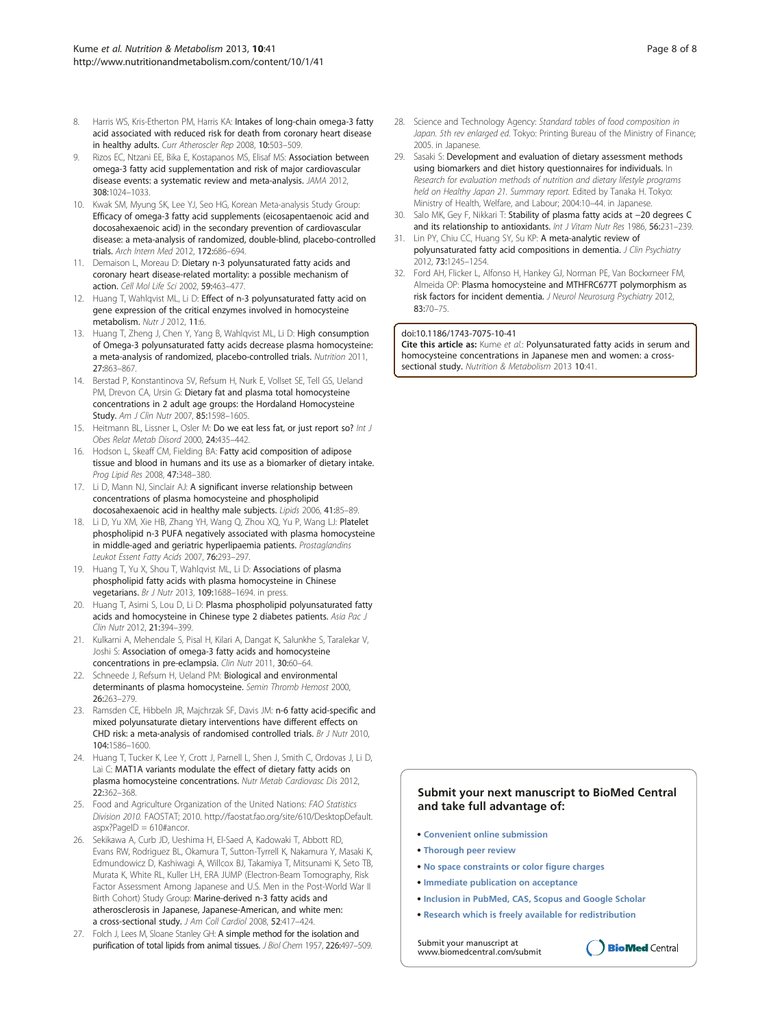8. Harris WS, Kris-Etherton PM, Harris KA: **Intakes of long-chain omega-3 fatty acid associated with reduced risk for death from coronary heart disease in healthy adults.** *Curr Atheroscler Rep* 2008, **10:**503–509.
9. Rizos EC, Ntzani EE, Bika E, Kostapanos MS, Elisaf MS: **Association between omega-3 fatty acid supplementation and risk of major cardiovascular disease events: a systematic review and meta-analysis.** *JAMA* 2012, **308:**1024–1033.
10. Kwak SM, Myung SK, Lee YJ, Seo HG, Korean Meta-analysis Study Group: **Efficacy of omega-3 fatty acid supplements (eicosapentaenoic acid and docosahexaenoic acid) in the secondary prevention of cardiovascular disease: a meta-analysis of randomized, double-blind, placebo-controlled trials.** *Arch Intern Med* 2012, **172:**686–694.
11. Demaison L, Moreau D: **Dietary n-3 polyunsaturated fatty acids and coronary heart disease-related mortality: a possible mechanism of action.** *Cell Mol Life Sci* 2002, **59:**463–477.
12. Huang T, Wahlqvist ML, Li D: **Effect of n-3 polyunsaturated fatty acid on gene expression of the critical enzymes involved in homocysteine metabolism.** *Nutr J* 2012, **11:**6.
13. Huang T, Zheng J, Chen Y, Yang B, Wahlqvist ML, Li D: **High consumption of Omega-3 polyunsaturated fatty acids decrease plasma homocysteine: a meta-analysis of randomized, placebo-controlled trials.** *Nutrition* 2011, **27:**863–867.
14. Berstad P, Konstantinova SV, Refsum H, Nurk E, Vollset SE, Tell GS, Ueland PM, Drevon CA, Ursin G: **Dietary fat and plasma total homocysteine concentrations in 2 adult age groups: the Hordaland Homocysteine Study.** *Am J Clin Nutr* 2007, **85:**1598–1605.
15. Heitmann BL, Lissner L, Osler M: **Do we eat less fat, or just report so?** *Int J Obes Relat Metab Disord* 2000, **24:**435–442.
16. Hodson L, Skeaff CM, Fielding BA: **Fatty acid composition of adipose tissue and blood in humans and its use as a biomarker of dietary intake.** *Prog Lipid Res* 2008, **47:**348–380.
17. Li D, Mann NJ, Sinclair AJ: **A significant inverse relationship between concentrations of plasma homocysteine and phospholipid docosahexaenoic acid in healthy male subjects.** *Lipids* 2006, **41:**85–89.
18. Li D, Yu XM, Xie HB, Zhang YH, Wang Q, Zhou XQ, Yu P, Wang LJ: **Platelet phospholipid n-3 PUFA negatively associated with plasma homocysteine in middle-aged and geriatric hyperlipaemia patients.** *Prostaglandins Leukot Essent Fatty Acids* 2007, **76:**293–297.
19. Huang T, Yu X, Shou T, Wahlqvist ML, Li D: **Associations of plasma phospholipid fatty acids with plasma homocysteine in Chinese vegetarians.** *Br J Nutr* 2013, **109:**1688–1694. in press.
20. Huang T, Asimi S, Lou D, Li D: **Plasma phospholipid polyunsaturated fatty acids and homocysteine in Chinese type 2 diabetes patients.** *Asia Pac J Clin Nutr* 2012, **21:**394–399.
21. Kulkarni A, Mehendale S, Pisal H, Kilari A, Dangat K, Salunkhe S, Taralekar V, Joshi S: **Association of omega-3 fatty acids and homocysteine concentrations in pre-eclampsia.** *Clin Nutr* 2011, **30:**60–64.
22. Schneede J, Refsum H, Ueland PM: **Biological and environmental determinants of plasma homocysteine.** *Semin Thromb Hemost* 2000, **26:**263–279.
23. Ramsden CE, Hibbeln JR, Majchrzak SF, Davis JM: **n-6 fatty acid-specific and mixed polyunsaturate dietary interventions have different effects on CHD risk: a meta-analysis of randomised controlled trials.** *Br J Nutr* 2010, **104:**1586–1600.
24. Huang T, Tucker K, Lee Y, Crott J, Parnell L, Shen J, Smith C, Ordovas J, Li D, Lai C: **MAT1A variants modulate the effect of dietary fatty acids on plasma homocysteine concentrations.** *Nutr Metab Cardiovasc Dis* 2012, **22:**362–368.
25. Food and Agriculture Organization of the United Nations: *FAO Statistics Division 2010.* FAOSTAT; 2010. http://faostat.fao.org/site/610/DesktopDefault.aspx?PageID = 610#ancor.
26. Sekikawa A, Curb JD, Ueshima H, El-Saed A, Kadowaki T, Abbott RD, Evans RW, Rodriguez BL, Okamura T, Sutton-Tyrrell K, Nakamura Y, Masaki K, Edmundowicz D, Kashiwagi A, Willcox BJ, Takamiya T, Mitsunami K, Seto TB, Murata K, White RL, Kuller LH, ERA JUMP (Electron-Beam Tomography, Risk Factor Assessment Among Japanese and U.S. Men in the Post-World War II Birth Cohort) Study Group: **Marine-derived n-3 fatty acids and atherosclerosis in Japanese, Japanese-American, and white men: a cross-sectional study.** *J Am Coll Cardiol* 2008, **52:**417–424.
27. Folch J, Lees M, Sloane Stanley GH: **A simple method for the isolation and purification of total lipids from animal tissues.** *J Biol Chem* 1957, **226:**497–509.
28. Science and Technology Agency: *Standard tables of food composition in Japan. 5th rev enlarged ed.* Tokyo: Printing Bureau of the Ministry of Finance; 2005. in Japanese.
29. Sasaki S: **Development and evaluation of dietary assessment methods using biomarkers and diet history questionnaires for individuals.** In *Research for evaluation methods of nutrition and dietary lifestyle programs held on Healthy Japan 21. Summary report.* Edited by Tanaka H. Tokyo: Ministry of Health, Welfare, and Labour; 2004:10–44. in Japanese.
30. Salo MK, Gey F, Nikkari T: **Stability of plasma fatty acids at −20 degrees C and its relationship to antioxidants.** *Int J Vitam Nutr Res* 1986, **56:**231–239.
31. Lin PY, Chiu CC, Huang SY, Su KP: **A meta-analytic review of polyunsaturated fatty acid compositions in dementia.** *J Clin Psychiatry* 2012, **73:**1245–1254.
32. Ford AH, Flicker L, Alfonso H, Hankey GJ, Norman PE, Van Bockxmeer FM, Almeida OP: **Plasma homocysteine and MTHFRC677T polymorphism as risk factors for incident dementia.** *J Neurol Neurosurg Psychiatry* 2012, **83:**70–75.

doi:10.1186/1743-7075-10-41

**Cite this article as:** Kume *et al.*: Polyunsaturated fatty acids in serum and homocysteine concentrations in Japanese men and women: a cross-sectional study. *Nutrition & Metabolism* 2013 **10**:41.

**Submit your next manuscript to BioMed Central and take full advantage of:**

- **Convenient online submission**
- **Thorough peer review**
- **No space constraints or color figure charges**
- **Immediate publication on acceptance**
- **Inclusion in PubMed, CAS, Scopus and Google Scholar**
- **Research which is freely available for redistribution**

Submit your manuscript at
www.biomedcentral.com/submit

BioMed Central